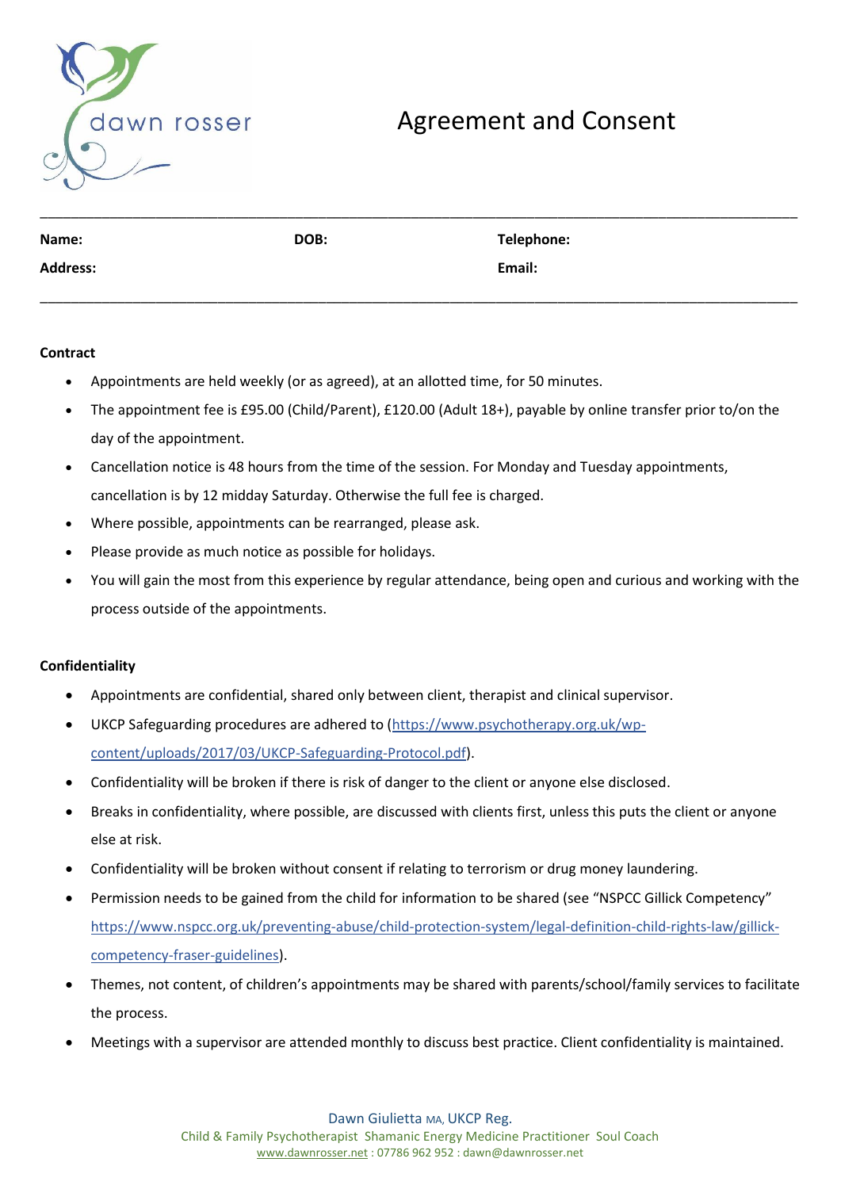dawn rosser

# Agreement and Consent

---

**Name:** **DOB:** **Telephone:**

**Address:** **Email:**

---

**Contract**

- Appointments are held weekly (or as agreed), at an allotted time, for 50 minutes.
- The appointment fee is £95.00 (Child/Parent), £120.00 (Adult 18+), payable by online transfer prior to/on the day of the appointment.
- Cancellation notice is 48 hours from the time of the session. For Monday and Tuesday appointments, cancellation is by 12 midday Saturday. Otherwise the full fee is charged.
- Where possible, appointments can be rearranged, please ask.
- Please provide as much notice as possible for holidays.
- You will gain the most from this experience by regular attendance, being open and curious and working with the process outside of the appointments.

**Confidentiality**

- Appointments are confidential, shared only between client, therapist and clinical supervisor.
- UKCP Safeguarding procedures are adhered to (https://www.psychotherapy.org.uk/wp-content/uploads/2017/03/UKCP-Safeguarding-Protocol.pdf).
- Confidentiality will be broken if there is risk of danger to the client or anyone else disclosed.
- Breaks in confidentiality, where possible, are discussed with clients first, unless this puts the client or anyone else at risk.
- Confidentiality will be broken without consent if relating to terrorism or drug money laundering.
- Permission needs to be gained from the child for information to be shared (see "NSPCC Gillick Competency" https://www.nspcc.org.uk/preventing-abuse/child-protection-system/legal-definition-child-rights-law/gillick-competency-fraser-guidelines).
- Themes, not content, of children's appointments may be shared with parents/school/family services to facilitate the process.
- Meetings with a supervisor are attended monthly to discuss best practice. Client confidentiality is maintained.

Dawn Giulietta MA, UKCP Reg.
Child & Family Psychotherapist Shamanic Energy Medicine Practitioner Soul Coach
www.dawnrosser.net : 07786 962 952 : dawn@dawnrosser.net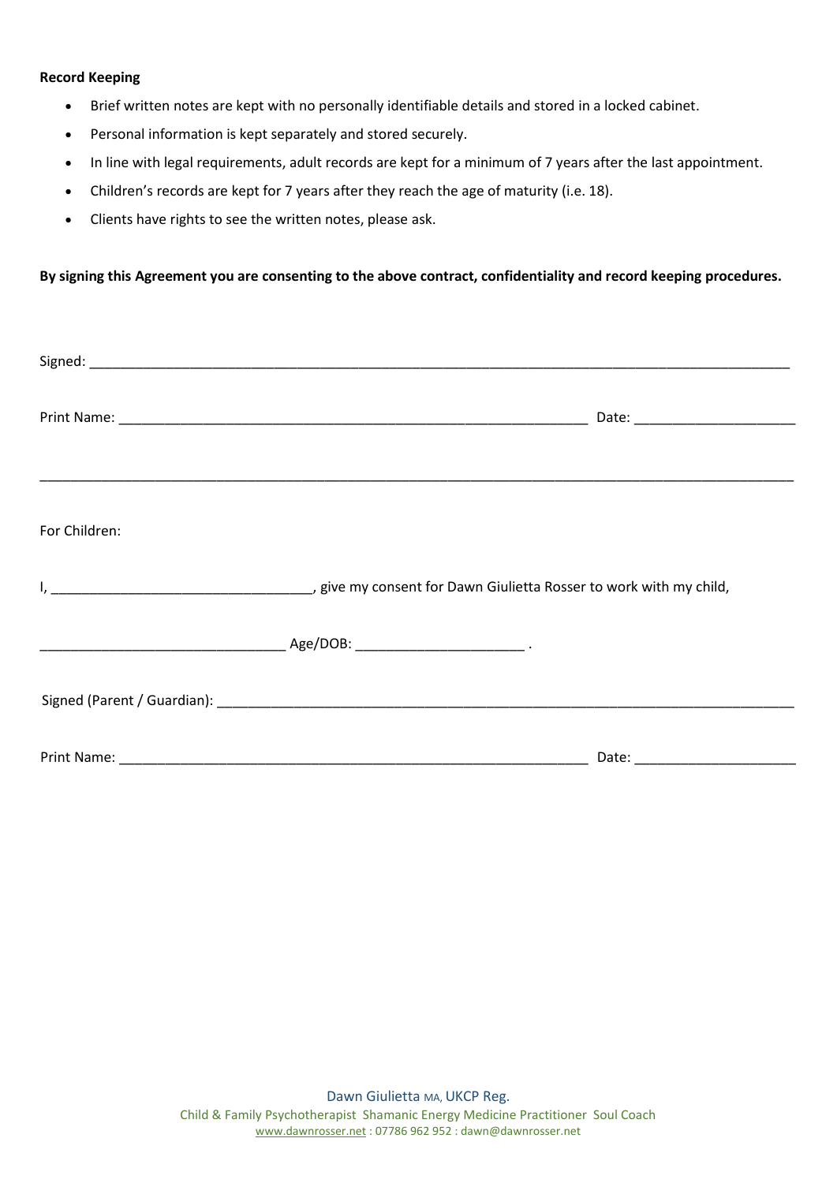**Record Keeping**

- Brief written notes are kept with no personally identifiable details and stored in a locked cabinet.
- Personal information is kept separately and stored securely.
- In line with legal requirements, adult records are kept for a minimum of 7 years after the last appointment.
- Children's records are kept for 7 years after they reach the age of maturity (i.e. 18).
- Clients have rights to see the written notes, please ask.

**By signing this Agreement you are consenting to the above contract, confidentiality and record keeping procedures.**

Signed: ______________________________________________________________________________

Print Name: ______________________________________________________ Date: ____________________

___________________________________________________________________________________________

For Children:

I, ________________________________, give my consent for Dawn Giulietta Rosser to work with my child,

______________________________ Age/DOB: ____________________ .

Signed (Parent / Guardian): ________________________________________________________________

Print Name: ______________________________________________________ Date: ____________________

Dawn Giulietta MA, UKCP Reg.
Child & Family Psychotherapist Shamanic Energy Medicine Practitioner Soul Coach
www.dawnrosser.net : 07786 962 952 : dawn@dawnrosser.net